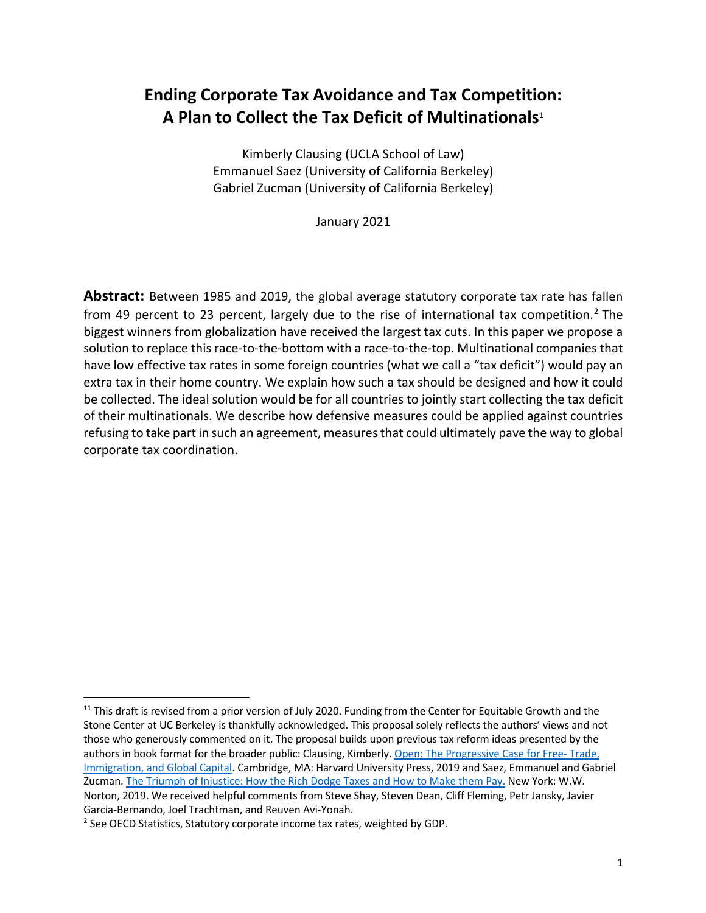# Ending Corporate Tax Avoidance and Tax Competition: A Plan to Collect the Tax Deficit of Multinationals[1]

Kimberly Clausing (UCLA School of Law)
Emmanuel Saez (University of California Berkeley)
Gabriel Zucman (University of California Berkeley)

January 2021

**Abstract:** Between 1985 and 2019, the global average statutory corporate tax rate has fallen from 49 percent to 23 percent, largely due to the rise of international tax competition.[2] The biggest winners from globalization have received the largest tax cuts. In this paper we propose a solution to replace this race-to-the-bottom with a race-to-the-top. Multinational companies that have low effective tax rates in some foreign countries (what we call a "tax deficit") would pay an extra tax in their home country. We explain how such a tax should be designed and how it could be collected. The ideal solution would be for all countries to jointly start collecting the tax deficit of their multinationals. We describe how defensive measures could be applied against countries refusing to take part in such an agreement, measures that could ultimately pave the way to global corporate tax coordination.

---

[11] This draft is revised from a prior version of July 2020. Funding from the Center for Equitable Growth and the Stone Center at UC Berkeley is thankfully acknowledged. This proposal solely reflects the authors' views and not those who generously commented on it. The proposal builds upon previous tax reform ideas presented by the authors in book format for the broader public: Clausing, Kimberly. Open: The Progressive Case for Free- Trade, Immigration, and Global Capital. Cambridge, MA: Harvard University Press, 2019 and Saez, Emmanuel and Gabriel Zucman. The Triumph of Injustice: How the Rich Dodge Taxes and How to Make them Pay. New York: W.W. Norton, 2019. We received helpful comments from Steve Shay, Steven Dean, Cliff Fleming, Petr Jansky, Javier Garcia-Bernando, Joel Trachtman, and Reuven Avi-Yonah.

[2] See OECD Statistics, Statutory corporate income tax rates, weighted by GDP.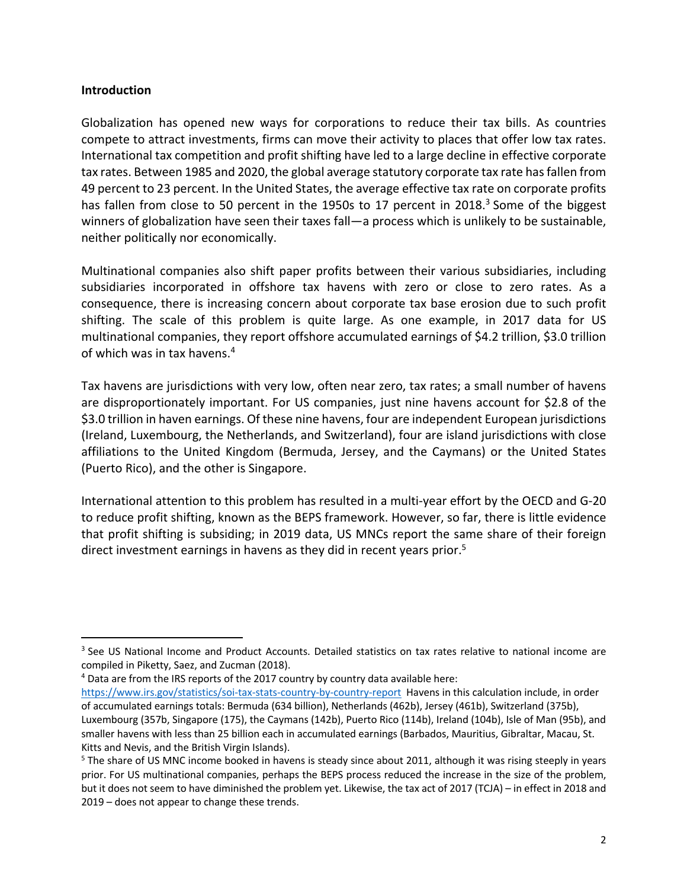## Introduction

Globalization has opened new ways for corporations to reduce their tax bills. As countries compete to attract investments, firms can move their activity to places that offer low tax rates. International tax competition and profit shifting have led to a large decline in effective corporate tax rates. Between 1985 and 2020, the global average statutory corporate tax rate has fallen from 49 percent to 23 percent. In the United States, the average effective tax rate on corporate profits has fallen from close to 50 percent in the 1950s to 17 percent in 2018.[3] Some of the biggest winners of globalization have seen their taxes fall—a process which is unlikely to be sustainable, neither politically nor economically.

Multinational companies also shift paper profits between their various subsidiaries, including subsidiaries incorporated in offshore tax havens with zero or close to zero rates. As a consequence, there is increasing concern about corporate tax base erosion due to such profit shifting. The scale of this problem is quite large. As one example, in 2017 data for US multinational companies, they report offshore accumulated earnings of $4.2 trillion, $3.0 trillion of which was in tax havens.[4]

Tax havens are jurisdictions with very low, often near zero, tax rates; a small number of havens are disproportionately important. For US companies, just nine havens account for $2.8 of the $3.0 trillion in haven earnings. Of these nine havens, four are independent European jurisdictions (Ireland, Luxembourg, the Netherlands, and Switzerland), four are island jurisdictions with close affiliations to the United Kingdom (Bermuda, Jersey, and the Caymans) or the United States (Puerto Rico), and the other is Singapore.

International attention to this problem has resulted in a multi-year effort by the OECD and G-20 to reduce profit shifting, known as the BEPS framework. However, so far, there is little evidence that profit shifting is subsiding; in 2019 data, US MNCs report the same share of their foreign direct investment earnings in havens as they did in recent years prior.[5]

---

[3] See US National Income and Product Accounts. Detailed statistics on tax rates relative to national income are compiled in Piketty, Saez, and Zucman (2018).

[4] Data are from the IRS reports of the 2017 country by country data available here: https://www.irs.gov/statistics/soi-tax-stats-country-by-country-report Havens in this calculation include, in order of accumulated earnings totals: Bermuda (634 billion), Netherlands (462b), Jersey (461b), Switzerland (375b), Luxembourg (357b, Singapore (175), the Caymans (142b), Puerto Rico (114b), Ireland (104b), Isle of Man (95b), and smaller havens with less than 25 billion each in accumulated earnings (Barbados, Mauritius, Gibraltar, Macau, St. Kitts and Nevis, and the British Virgin Islands).

[5] The share of US MNC income booked in havens is steady since about 2011, although it was rising steeply in years prior. For US multinational companies, perhaps the BEPS process reduced the increase in the size of the problem, but it does not seem to have diminished the problem yet. Likewise, the tax act of 2017 (TCJA) – in effect in 2018 and 2019 – does not appear to change these trends.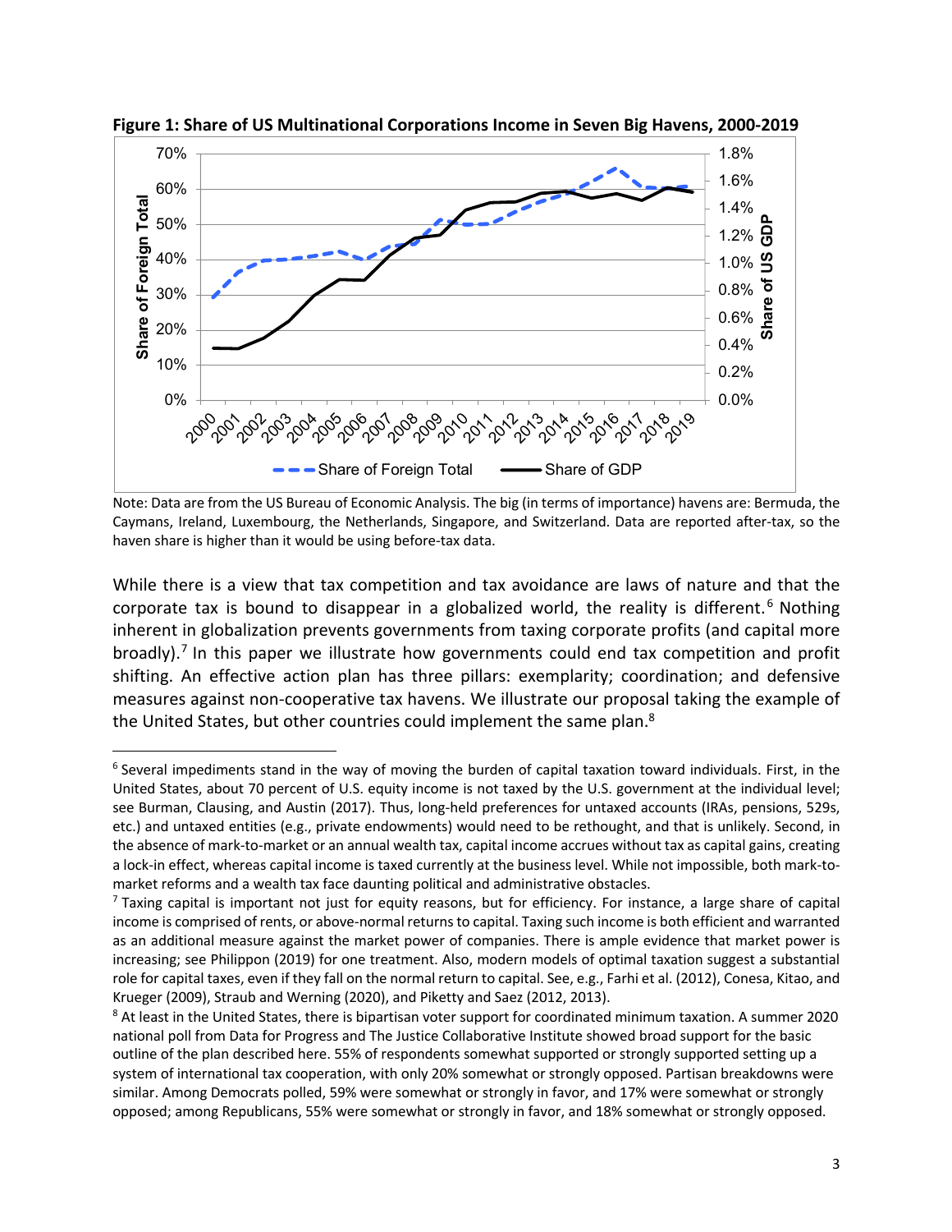**Figure 1: Share of US Multinational Corporations Income in Seven Big Havens, 2000-2019**

Note: Data are from the US Bureau of Economic Analysis. The big (in terms of importance) havens are: Bermuda, the Caymans, Ireland, Luxembourg, the Netherlands, Singapore, and Switzerland. Data are reported after-tax, so the haven share is higher than it would be using before-tax data.

While there is a view that tax competition and tax avoidance are laws of nature and that the corporate tax is bound to disappear in a globalized world, the reality is different.[6] Nothing inherent in globalization prevents governments from taxing corporate profits (and capital more broadly).[7] In this paper we illustrate how governments could end tax competition and profit shifting. An effective action plan has three pillars: exemplarity; coordination; and defensive measures against non-cooperative tax havens. We illustrate our proposal taking the example of the United States, but other countries could implement the same plan.[8]

---

[6] Several impediments stand in the way of moving the burden of capital taxation toward individuals. First, in the United States, about 70 percent of U.S. equity income is not taxed by the U.S. government at the individual level; see Burman, Clausing, and Austin (2017). Thus, long-held preferences for untaxed accounts (IRAs, pensions, 529s, etc.) and untaxed entities (e.g., private endowments) would need to be rethought, and that is unlikely. Second, in the absence of mark-to-market or an annual wealth tax, capital income accrues without tax as capital gains, creating a lock-in effect, whereas capital income is taxed currently at the business level. While not impossible, both mark-to-market reforms and a wealth tax face daunting political and administrative obstacles.

[7] Taxing capital is important not just for equity reasons, but for efficiency. For instance, a large share of capital income is comprised of rents, or above-normal returns to capital. Taxing such income is both efficient and warranted as an additional measure against the market power of companies. There is ample evidence that market power is increasing; see Philippon (2019) for one treatment. Also, modern models of optimal taxation suggest a substantial role for capital taxes, even if they fall on the normal return to capital. See, e.g., Farhi et al. (2012), Conesa, Kitao, and Krueger (2009), Straub and Werning (2020), and Piketty and Saez (2012, 2013).

[8] At least in the United States, there is bipartisan voter support for coordinated minimum taxation. A summer 2020 national poll from Data for Progress and The Justice Collaborative Institute showed broad support for the basic outline of the plan described here. 55% of respondents somewhat supported or strongly supported setting up a system of international tax cooperation, with only 20% somewhat or strongly opposed. Partisan breakdowns were similar. Among Democrats polled, 59% were somewhat or strongly in favor, and 17% were somewhat or strongly opposed; among Republicans, 55% were somewhat or strongly in favor, and 18% somewhat or strongly opposed.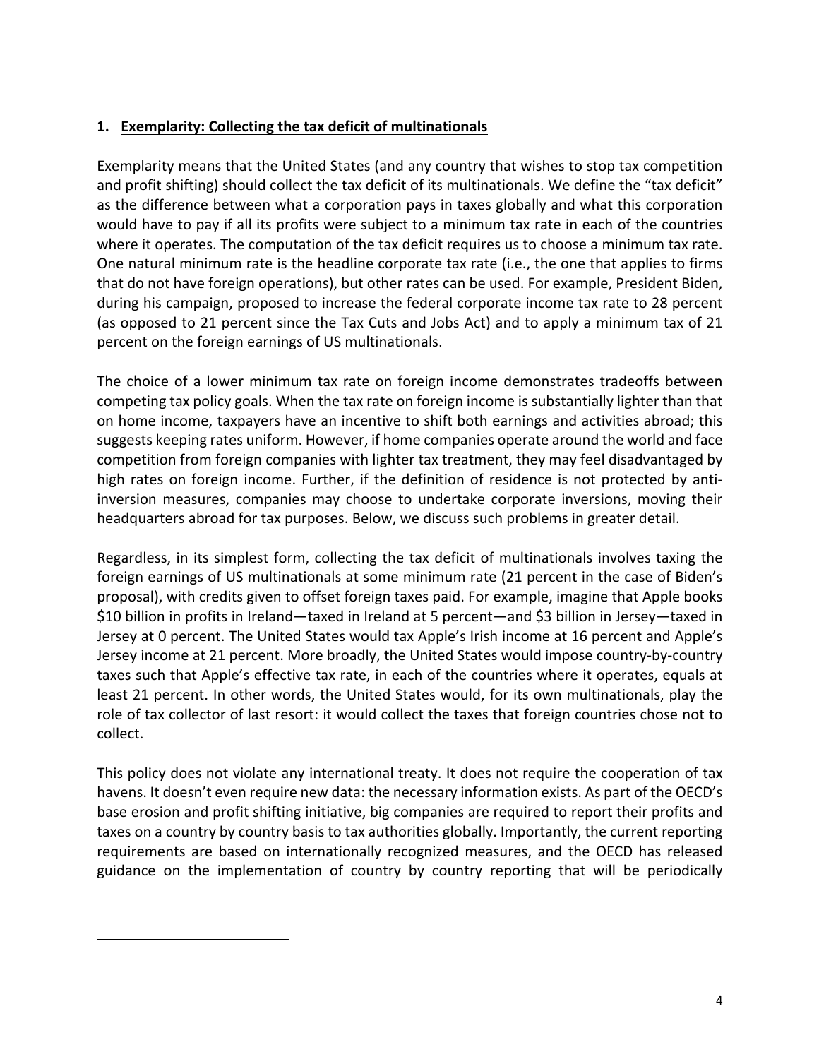## 1. Exemplarity: Collecting the tax deficit of multinationals

Exemplarity means that the United States (and any country that wishes to stop tax competition and profit shifting) should collect the tax deficit of its multinationals. We define the "tax deficit" as the difference between what a corporation pays in taxes globally and what this corporation would have to pay if all its profits were subject to a minimum tax rate in each of the countries where it operates. The computation of the tax deficit requires us to choose a minimum tax rate. One natural minimum rate is the headline corporate tax rate (i.e., the one that applies to firms that do not have foreign operations), but other rates can be used. For example, President Biden, during his campaign, proposed to increase the federal corporate income tax rate to 28 percent (as opposed to 21 percent since the Tax Cuts and Jobs Act) and to apply a minimum tax of 21 percent on the foreign earnings of US multinationals.

The choice of a lower minimum tax rate on foreign income demonstrates tradeoffs between competing tax policy goals. When the tax rate on foreign income is substantially lighter than that on home income, taxpayers have an incentive to shift both earnings and activities abroad; this suggests keeping rates uniform. However, if home companies operate around the world and face competition from foreign companies with lighter tax treatment, they may feel disadvantaged by high rates on foreign income. Further, if the definition of residence is not protected by anti-inversion measures, companies may choose to undertake corporate inversions, moving their headquarters abroad for tax purposes. Below, we discuss such problems in greater detail.

Regardless, in its simplest form, collecting the tax deficit of multinationals involves taxing the foreign earnings of US multinationals at some minimum rate (21 percent in the case of Biden's proposal), with credits given to offset foreign taxes paid. For example, imagine that Apple books $10 billion in profits in Ireland—taxed in Ireland at 5 percent—and $3 billion in Jersey—taxed in Jersey at 0 percent. The United States would tax Apple's Irish income at 16 percent and Apple's Jersey income at 21 percent. More broadly, the United States would impose country-by-country taxes such that Apple's effective tax rate, in each of the countries where it operates, equals at least 21 percent. In other words, the United States would, for its own multinationals, play the role of tax collector of last resort: it would collect the taxes that foreign countries chose not to collect.

This policy does not violate any international treaty. It does not require the cooperation of tax havens. It doesn't even require new data: the necessary information exists. As part of the OECD's base erosion and profit shifting initiative, big companies are required to report their profits and taxes on a country by country basis to tax authorities globally. Importantly, the current reporting requirements are based on internationally recognized measures, and the OECD has released guidance on the implementation of country by country reporting that will be periodically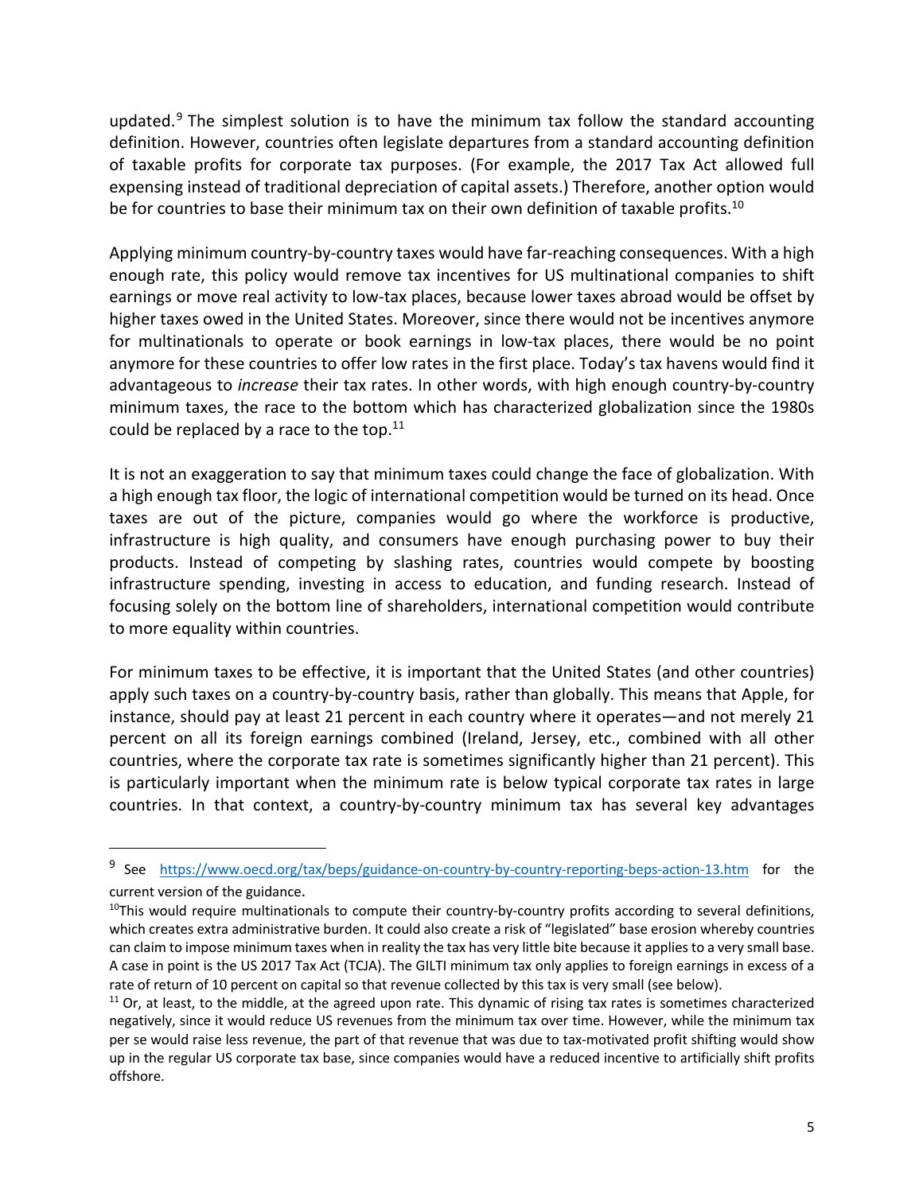updated.[9] The simplest solution is to have the minimum tax follow the standard accounting definition. However, countries often legislate departures from a standard accounting definition of taxable profits for corporate tax purposes. (For example, the 2017 Tax Act allowed full expensing instead of traditional depreciation of capital assets.) Therefore, another option would be for countries to base their minimum tax on their own definition of taxable profits.[10]

Applying minimum country-by-country taxes would have far-reaching consequences. With a high enough rate, this policy would remove tax incentives for US multinational companies to shift earnings or move real activity to low-tax places, because lower taxes abroad would be offset by higher taxes owed in the United States. Moreover, since there would not be incentives anymore for multinationals to operate or book earnings in low-tax places, there would be no point anymore for these countries to offer low rates in the first place. Today's tax havens would find it advantageous to *increase* their tax rates. In other words, with high enough country-by-country minimum taxes, the race to the bottom which has characterized globalization since the 1980s could be replaced by a race to the top.[11]

It is not an exaggeration to say that minimum taxes could change the face of globalization. With a high enough tax floor, the logic of international competition would be turned on its head. Once taxes are out of the picture, companies would go where the workforce is productive, infrastructure is high quality, and consumers have enough purchasing power to buy their products. Instead of competing by slashing rates, countries would compete by boosting infrastructure spending, investing in access to education, and funding research. Instead of focusing solely on the bottom line of shareholders, international competition would contribute to more equality within countries.

For minimum taxes to be effective, it is important that the United States (and other countries) apply such taxes on a country-by-country basis, rather than globally. This means that Apple, for instance, should pay at least 21 percent in each country where it operates—and not merely 21 percent on all its foreign earnings combined (Ireland, Jersey, etc., combined with all other countries, where the corporate tax rate is sometimes significantly higher than 21 percent). This is particularly important when the minimum rate is below typical corporate tax rates in large countries. In that context, a country-by-country minimum tax has several key advantages

---

[9] See https://www.oecd.org/tax/beps/guidance-on-country-by-country-reporting-beps-action-13.htm for the current version of the guidance.

[10] This would require multinationals to compute their country-by-country profits according to several definitions, which creates extra administrative burden. It could also create a risk of "legislated" base erosion whereby countries can claim to impose minimum taxes when in reality the tax has very little bite because it applies to a very small base. A case in point is the US 2017 Tax Act (TCJA). The GILTI minimum tax only applies to foreign earnings in excess of a rate of return of 10 percent on capital so that revenue collected by this tax is very small (see below).

[11] Or, at least, to the middle, at the agreed upon rate. This dynamic of rising tax rates is sometimes characterized negatively, since it would reduce US revenues from the minimum tax over time. However, while the minimum tax per se would raise less revenue, the part of that revenue that was due to tax-motivated profit shifting would show up in the regular US corporate tax base, since companies would have a reduced incentive to artificially shift profits offshore.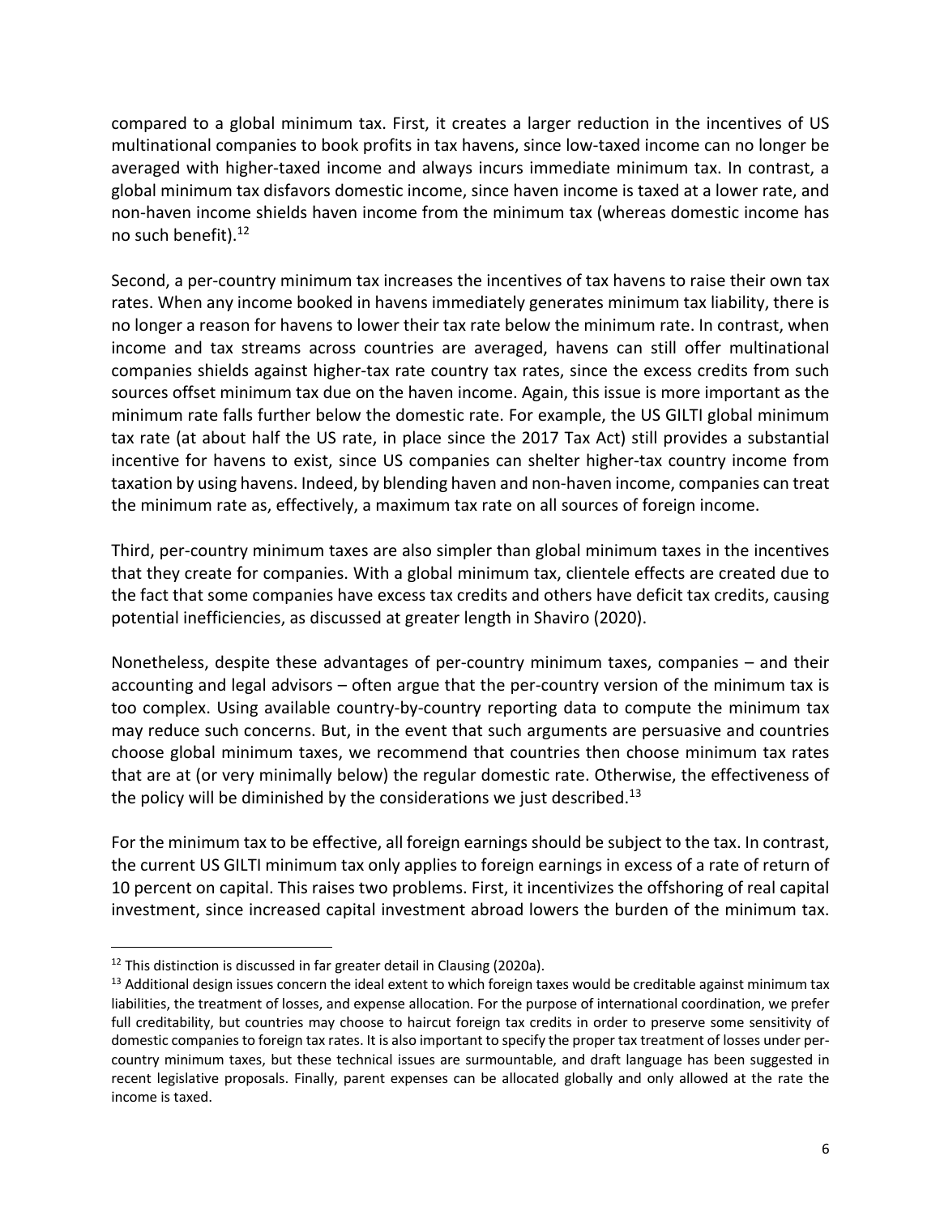compared to a global minimum tax. First, it creates a larger reduction in the incentives of US multinational companies to book profits in tax havens, since low-taxed income can no longer be averaged with higher-taxed income and always incurs immediate minimum tax. In contrast, a global minimum tax disfavors domestic income, since haven income is taxed at a lower rate, and non-haven income shields haven income from the minimum tax (whereas domestic income has no such benefit).[12]

Second, a per-country minimum tax increases the incentives of tax havens to raise their own tax rates. When any income booked in havens immediately generates minimum tax liability, there is no longer a reason for havens to lower their tax rate below the minimum rate. In contrast, when income and tax streams across countries are averaged, havens can still offer multinational companies shields against higher-tax rate country tax rates, since the excess credits from such sources offset minimum tax due on the haven income. Again, this issue is more important as the minimum rate falls further below the domestic rate. For example, the US GILTI global minimum tax rate (at about half the US rate, in place since the 2017 Tax Act) still provides a substantial incentive for havens to exist, since US companies can shelter higher-tax country income from taxation by using havens. Indeed, by blending haven and non-haven income, companies can treat the minimum rate as, effectively, a maximum tax rate on all sources of foreign income.

Third, per-country minimum taxes are also simpler than global minimum taxes in the incentives that they create for companies. With a global minimum tax, clientele effects are created due to the fact that some companies have excess tax credits and others have deficit tax credits, causing potential inefficiencies, as discussed at greater length in Shaviro (2020).

Nonetheless, despite these advantages of per-country minimum taxes, companies – and their accounting and legal advisors – often argue that the per-country version of the minimum tax is too complex. Using available country-by-country reporting data to compute the minimum tax may reduce such concerns. But, in the event that such arguments are persuasive and countries choose global minimum taxes, we recommend that countries then choose minimum tax rates that are at (or very minimally below) the regular domestic rate. Otherwise, the effectiveness of the policy will be diminished by the considerations we just described.[13]

For the minimum tax to be effective, all foreign earnings should be subject to the tax. In contrast, the current US GILTI minimum tax only applies to foreign earnings in excess of a rate of return of 10 percent on capital. This raises two problems. First, it incentivizes the offshoring of real capital investment, since increased capital investment abroad lowers the burden of the minimum tax.

---

[12] This distinction is discussed in far greater detail in Clausing (2020a).

[13] Additional design issues concern the ideal extent to which foreign taxes would be creditable against minimum tax liabilities, the treatment of losses, and expense allocation. For the purpose of international coordination, we prefer full creditability, but countries may choose to haircut foreign tax credits in order to preserve some sensitivity of domestic companies to foreign tax rates. It is also important to specify the proper tax treatment of losses under per-country minimum taxes, but these technical issues are surmountable, and draft language has been suggested in recent legislative proposals. Finally, parent expenses can be allocated globally and only allowed at the rate the income is taxed.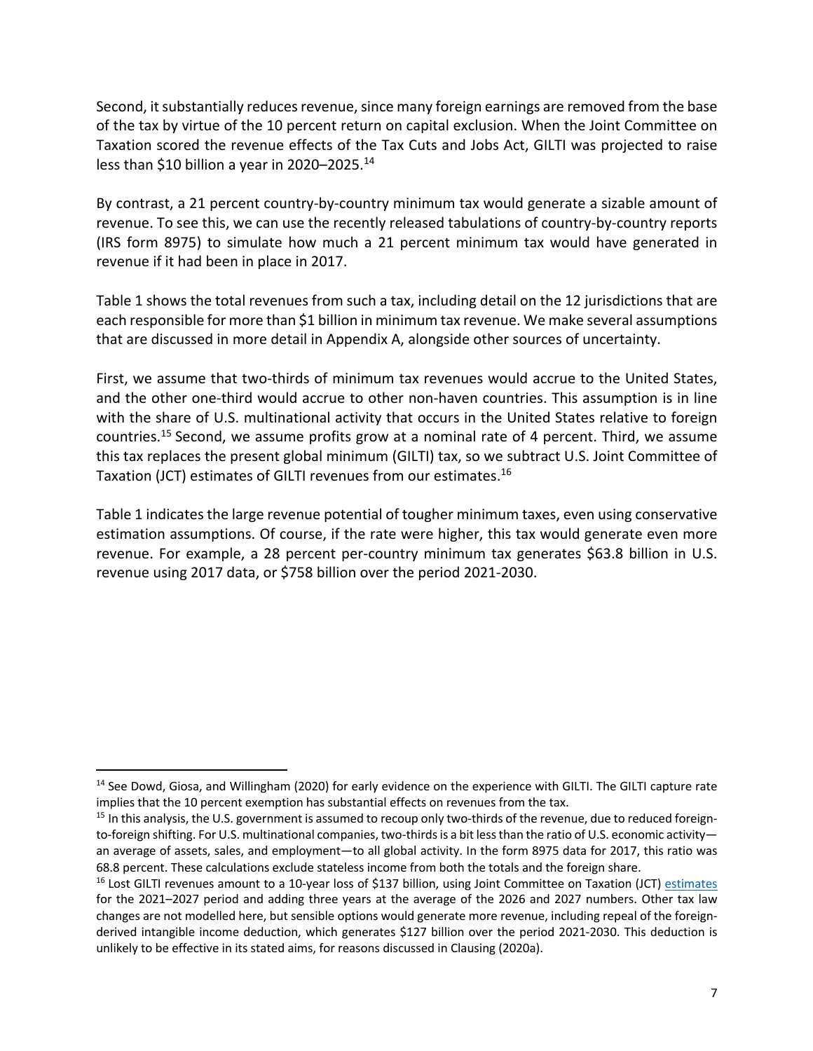Second, it substantially reduces revenue, since many foreign earnings are removed from the base of the tax by virtue of the 10 percent return on capital exclusion. When the Joint Committee on Taxation scored the revenue effects of the Tax Cuts and Jobs Act, GILTI was projected to raise less than $10 billion a year in 2020–2025.[14]

By contrast, a 21 percent country-by-country minimum tax would generate a sizable amount of revenue. To see this, we can use the recently released tabulations of country-by-country reports (IRS form 8975) to simulate how much a 21 percent minimum tax would have generated in revenue if it had been in place in 2017.

Table 1 shows the total revenues from such a tax, including detail on the 12 jurisdictions that are each responsible for more than $1 billion in minimum tax revenue. We make several assumptions that are discussed in more detail in Appendix A, alongside other sources of uncertainty.

First, we assume that two-thirds of minimum tax revenues would accrue to the United States, and the other one-third would accrue to other non-haven countries. This assumption is in line with the share of U.S. multinational activity that occurs in the United States relative to foreign countries.[15] Second, we assume profits grow at a nominal rate of 4 percent. Third, we assume this tax replaces the present global minimum (GILTI) tax, so we subtract U.S. Joint Committee of Taxation (JCT) estimates of GILTI revenues from our estimates.[16]

Table 1 indicates the large revenue potential of tougher minimum taxes, even using conservative estimation assumptions. Of course, if the rate were higher, this tax would generate even more revenue. For example, a 28 percent per-country minimum tax generates $63.8 billion in U.S. revenue using 2017 data, or $758 billion over the period 2021-2030.

---

[14] See Dowd, Giosa, and Willingham (2020) for early evidence on the experience with GILTI. The GILTI capture rate implies that the 10 percent exemption has substantial effects on revenues from the tax.

[15] In this analysis, the U.S. government is assumed to recoup only two-thirds of the revenue, due to reduced foreign-to-foreign shifting. For U.S. multinational companies, two-thirds is a bit less than the ratio of U.S. economic activity—an average of assets, sales, and employment—to all global activity. In the form 8975 data for 2017, this ratio was 68.8 percent. These calculations exclude stateless income from both the totals and the foreign share.

[16] Lost GILTI revenues amount to a 10-year loss of $137 billion, using Joint Committee on Taxation (JCT) estimates for the 2021–2027 period and adding three years at the average of the 2026 and 2027 numbers. Other tax law changes are not modelled here, but sensible options would generate more revenue, including repeal of the foreign-derived intangible income deduction, which generates $127 billion over the period 2021-2030. This deduction is unlikely to be effective in its stated aims, for reasons discussed in Clausing (2020a).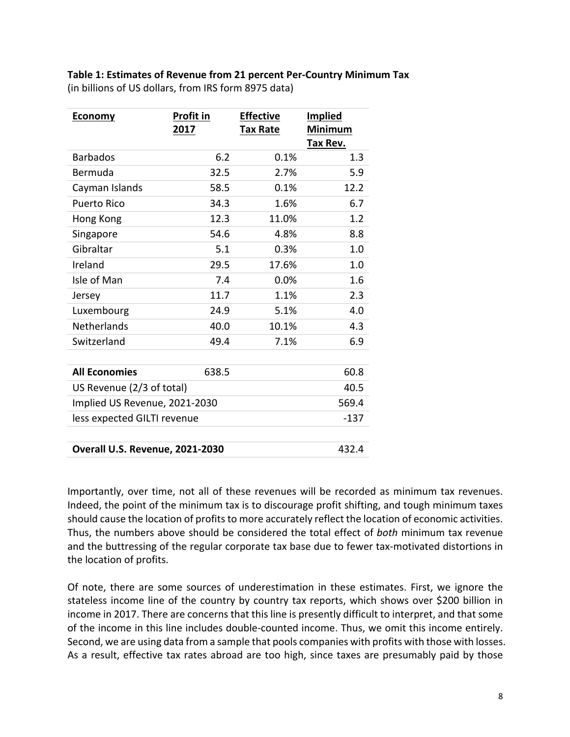**Table 1: Estimates of Revenue from 21 percent Per-Country Minimum Tax**
(in billions of US dollars, from IRS form 8975 data)

| Economy | Profit in 2017 | Effective Tax Rate | Implied Minimum Tax Rev. |
|---|---|---|---|
| Barbados | 6.2 | 0.1% | 1.3 |
| Bermuda | 32.5 | 2.7% | 5.9 |
| Cayman Islands | 58.5 | 0.1% | 12.2 |
| Puerto Rico | 34.3 | 1.6% | 6.7 |
| Hong Kong | 12.3 | 11.0% | 1.2 |
| Singapore | 54.6 | 4.8% | 8.8 |
| Gibraltar | 5.1 | 0.3% | 1.0 |
| Ireland | 29.5 | 17.6% | 1.0 |
| Isle of Man | 7.4 | 0.0% | 1.6 |
| Jersey | 11.7 | 1.1% | 2.3 |
| Luxembourg | 24.9 | 5.1% | 4.0 |
| Netherlands | 40.0 | 10.1% | 4.3 |
| Switzerland | 49.4 | 7.1% | 6.9 |
| | | | |
| **All Economies** | 638.5 | | 60.8 |
| US Revenue (2/3 of total) | | | 40.5 |
| Implied US Revenue, 2021-2030 | | | 569.4 |
| less expected GILTI revenue | | | -137 |
| | | | |
| **Overall U.S. Revenue, 2021-2030** | | | 432.4 |

Importantly, over time, not all of these revenues will be recorded as minimum tax revenues. Indeed, the point of the minimum tax is to discourage profit shifting, and tough minimum taxes should cause the location of profits to more accurately reflect the location of economic activities. Thus, the numbers above should be considered the total effect of *both* minimum tax revenue and the buttressing of the regular corporate tax base due to fewer tax-motivated distortions in the location of profits.

Of note, there are some sources of underestimation in these estimates. First, we ignore the stateless income line of the country by country tax reports, which shows over $200 billion in income in 2017. There are concerns that this line is presently difficult to interpret, and that some of the income in this line includes double-counted income. Thus, we omit this income entirely. Second, we are using data from a sample that pools companies with profits with those with losses. As a result, effective tax rates abroad are too high, since taxes are presumably paid by those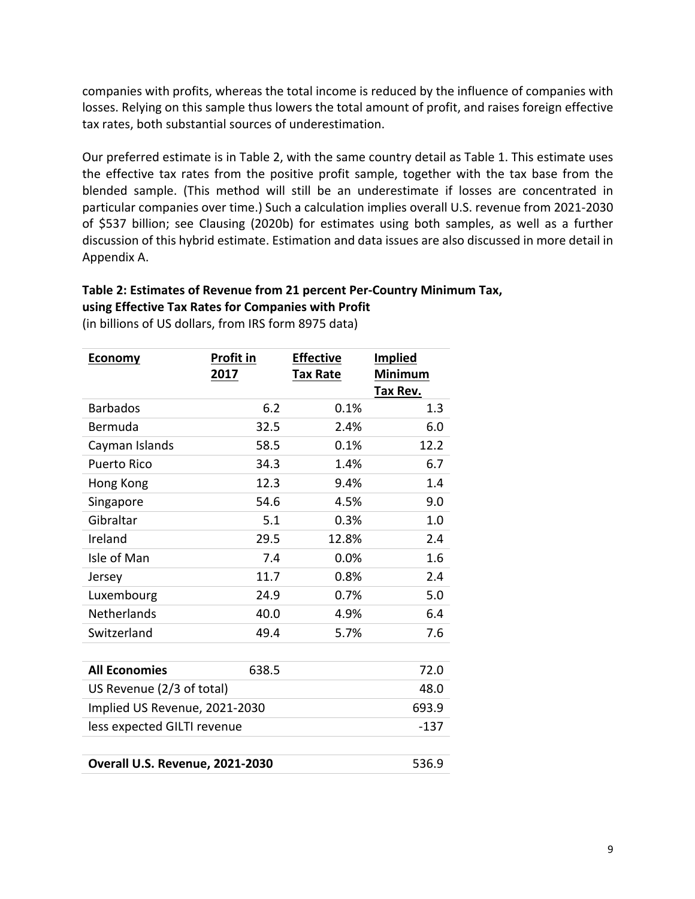companies with profits, whereas the total income is reduced by the influence of companies with losses. Relying on this sample thus lowers the total amount of profit, and raises foreign effective tax rates, both substantial sources of underestimation.

Our preferred estimate is in Table 2, with the same country detail as Table 1. This estimate uses the effective tax rates from the positive profit sample, together with the tax base from the blended sample. (This method will still be an underestimate if losses are concentrated in particular companies over time.) Such a calculation implies overall U.S. revenue from 2021-2030 of $537 billion; see Clausing (2020b) for estimates using both samples, as well as a further discussion of this hybrid estimate. Estimation and data issues are also discussed in more detail in Appendix A.

**Table 2: Estimates of Revenue from 21 percent Per-Country Minimum Tax, using Effective Tax Rates for Companies with Profit**
(in billions of US dollars, from IRS form 8975 data)

| Economy | Profit in 2017 | Effective Tax Rate | Implied Minimum Tax Rev. |
|---|---|---|---|
| Barbados | 6.2 | 0.1% | 1.3 |
| Bermuda | 32.5 | 2.4% | 6.0 |
| Cayman Islands | 58.5 | 0.1% | 12.2 |
| Puerto Rico | 34.3 | 1.4% | 6.7 |
| Hong Kong | 12.3 | 9.4% | 1.4 |
| Singapore | 54.6 | 4.5% | 9.0 |
| Gibraltar | 5.1 | 0.3% | 1.0 |
| Ireland | 29.5 | 12.8% | 2.4 |
| Isle of Man | 7.4 | 0.0% | 1.6 |
| Jersey | 11.7 | 0.8% | 2.4 |
| Luxembourg | 24.9 | 0.7% | 5.0 |
| Netherlands | 40.0 | 4.9% | 6.4 |
| Switzerland | 49.4 | 5.7% | 7.6 |
| | | | |
| **All Economies** | 638.5 | | 72.0 |
| US Revenue (2/3 of total) | | | 48.0 |
| Implied US Revenue, 2021-2030 | | | 693.9 |
| less expected GILTI revenue | | | -137 |
| | | | |
| **Overall U.S. Revenue, 2021-2030** | | | 536.9 |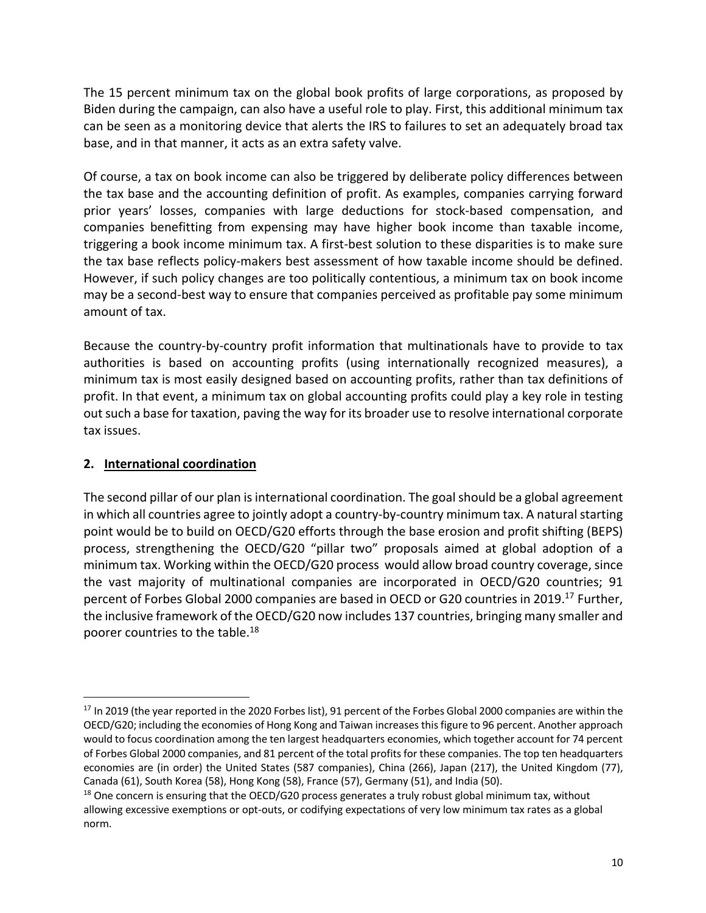The 15 percent minimum tax on the global book profits of large corporations, as proposed by Biden during the campaign, can also have a useful role to play. First, this additional minimum tax can be seen as a monitoring device that alerts the IRS to failures to set an adequately broad tax base, and in that manner, it acts as an extra safety valve.

Of course, a tax on book income can also be triggered by deliberate policy differences between the tax base and the accounting definition of profit. As examples, companies carrying forward prior years' losses, companies with large deductions for stock-based compensation, and companies benefitting from expensing may have higher book income than taxable income, triggering a book income minimum tax. A first-best solution to these disparities is to make sure the tax base reflects policy-makers best assessment of how taxable income should be defined. However, if such policy changes are too politically contentious, a minimum tax on book income may be a second-best way to ensure that companies perceived as profitable pay some minimum amount of tax.

Because the country-by-country profit information that multinationals have to provide to tax authorities is based on accounting profits (using internationally recognized measures), a minimum tax is most easily designed based on accounting profits, rather than tax definitions of profit. In that event, a minimum tax on global accounting profits could play a key role in testing out such a base for taxation, paving the way for its broader use to resolve international corporate tax issues.

## 2. International coordination

The second pillar of our plan is international coordination. The goal should be a global agreement in which all countries agree to jointly adopt a country-by-country minimum tax. A natural starting point would be to build on OECD/G20 efforts through the base erosion and profit shifting (BEPS) process, strengthening the OECD/G20 "pillar two" proposals aimed at global adoption of a minimum tax. Working within the OECD/G20 process would allow broad country coverage, since the vast majority of multinational companies are incorporated in OECD/G20 countries; 91 percent of Forbes Global 2000 companies are based in OECD or G20 countries in 2019.[17] Further, the inclusive framework of the OECD/G20 now includes 137 countries, bringing many smaller and poorer countries to the table.[18]

---

[17] In 2019 (the year reported in the 2020 Forbes list), 91 percent of the Forbes Global 2000 companies are within the OECD/G20; including the economies of Hong Kong and Taiwan increases this figure to 96 percent. Another approach would to focus coordination among the ten largest headquarters economies, which together account for 74 percent of Forbes Global 2000 companies, and 81 percent of the total profits for these companies. The top ten headquarters economies are (in order) the United States (587 companies), China (266), Japan (217), the United Kingdom (77), Canada (61), South Korea (58), Hong Kong (58), France (57), Germany (51), and India (50).

[18] One concern is ensuring that the OECD/G20 process generates a truly robust global minimum tax, without allowing excessive exemptions or opt-outs, or codifying expectations of very low minimum tax rates as a global norm.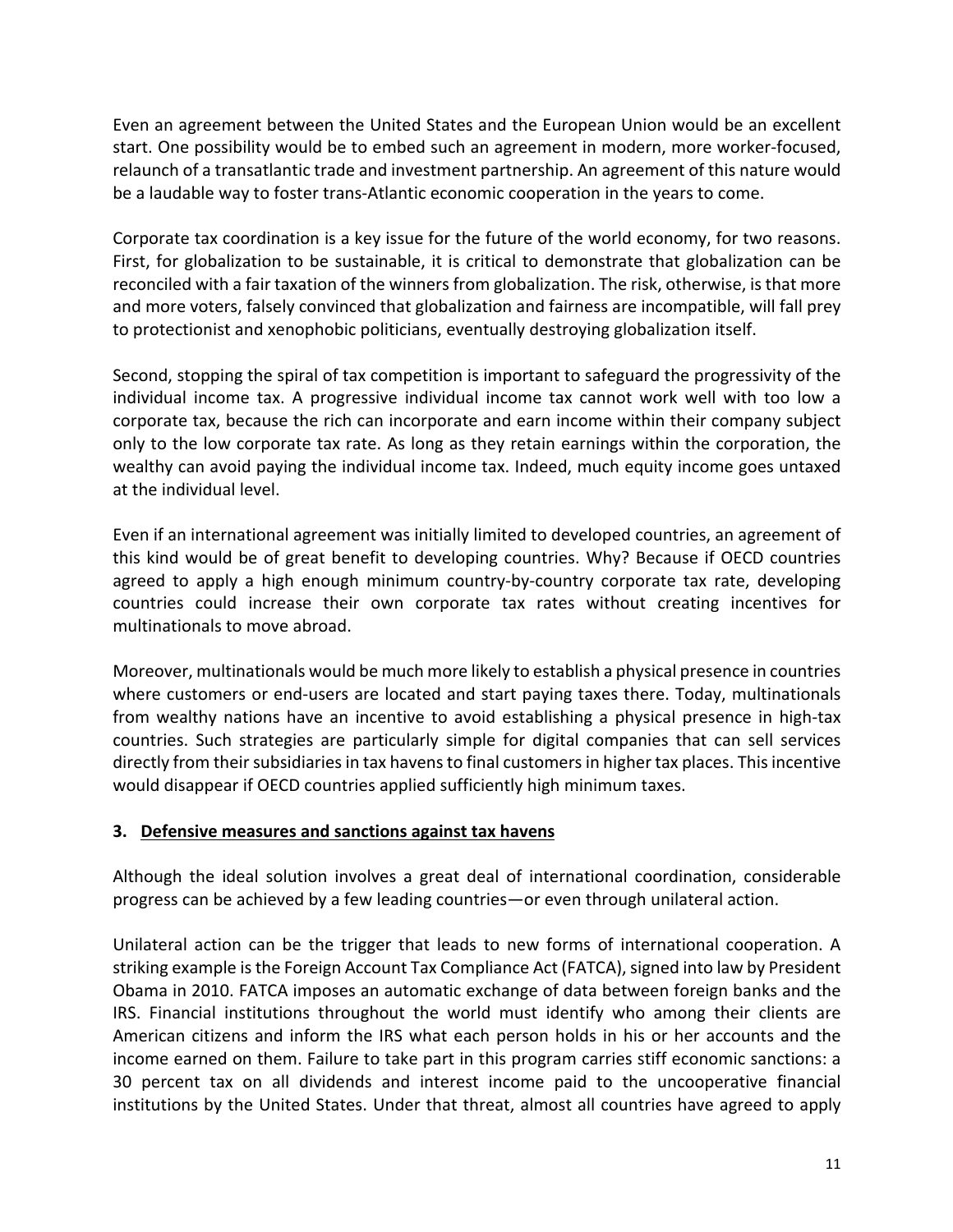Even an agreement between the United States and the European Union would be an excellent start. One possibility would be to embed such an agreement in modern, more worker-focused, relaunch of a transatlantic trade and investment partnership. An agreement of this nature would be a laudable way to foster trans-Atlantic economic cooperation in the years to come.

Corporate tax coordination is a key issue for the future of the world economy, for two reasons. First, for globalization to be sustainable, it is critical to demonstrate that globalization can be reconciled with a fair taxation of the winners from globalization. The risk, otherwise, is that more and more voters, falsely convinced that globalization and fairness are incompatible, will fall prey to protectionist and xenophobic politicians, eventually destroying globalization itself.

Second, stopping the spiral of tax competition is important to safeguard the progressivity of the individual income tax. A progressive individual income tax cannot work well with too low a corporate tax, because the rich can incorporate and earn income within their company subject only to the low corporate tax rate. As long as they retain earnings within the corporation, the wealthy can avoid paying the individual income tax. Indeed, much equity income goes untaxed at the individual level.

Even if an international agreement was initially limited to developed countries, an agreement of this kind would be of great benefit to developing countries. Why? Because if OECD countries agreed to apply a high enough minimum country-by-country corporate tax rate, developing countries could increase their own corporate tax rates without creating incentives for multinationals to move abroad.

Moreover, multinationals would be much more likely to establish a physical presence in countries where customers or end-users are located and start paying taxes there. Today, multinationals from wealthy nations have an incentive to avoid establishing a physical presence in high-tax countries. Such strategies are particularly simple for digital companies that can sell services directly from their subsidiaries in tax havens to final customers in higher tax places. This incentive would disappear if OECD countries applied sufficiently high minimum taxes.

### 3. Defensive measures and sanctions against tax havens

Although the ideal solution involves a great deal of international coordination, considerable progress can be achieved by a few leading countries—or even through unilateral action.

Unilateral action can be the trigger that leads to new forms of international cooperation. A striking example is the Foreign Account Tax Compliance Act (FATCA), signed into law by President Obama in 2010. FATCA imposes an automatic exchange of data between foreign banks and the IRS. Financial institutions throughout the world must identify who among their clients are American citizens and inform the IRS what each person holds in his or her accounts and the income earned on them. Failure to take part in this program carries stiff economic sanctions: a 30 percent tax on all dividends and interest income paid to the uncooperative financial institutions by the United States. Under that threat, almost all countries have agreed to apply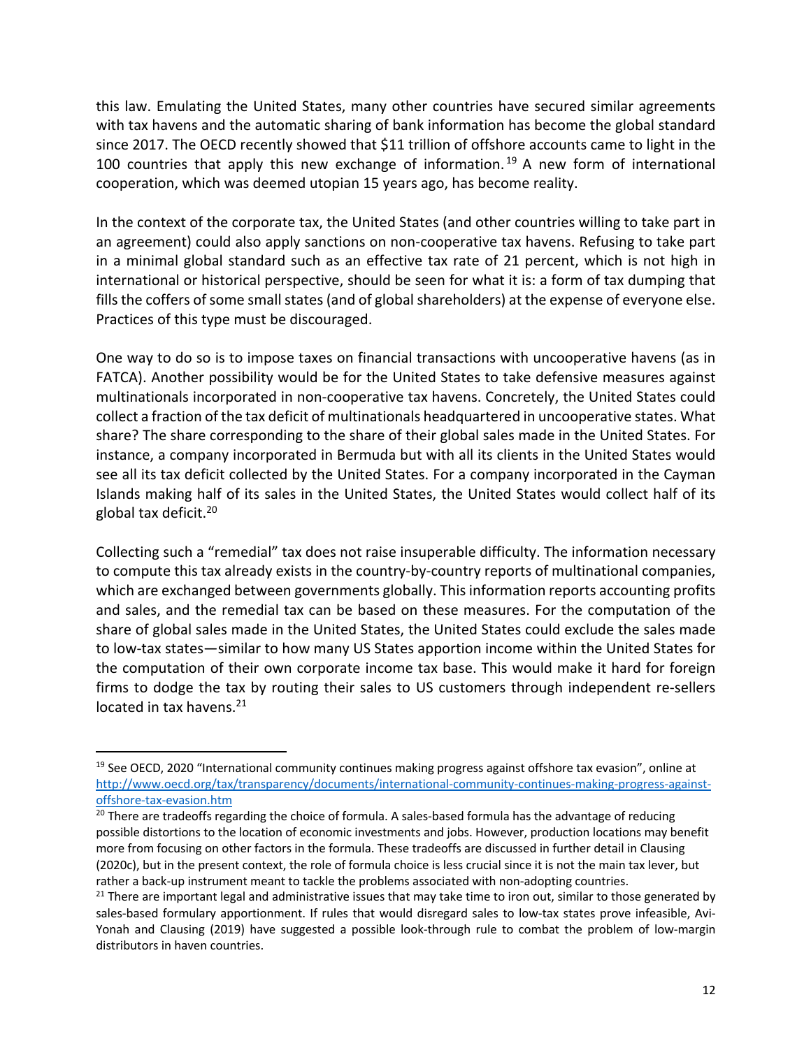this law. Emulating the United States, many other countries have secured similar agreements with tax havens and the automatic sharing of bank information has become the global standard since 2017. The OECD recently showed that $11 trillion of offshore accounts came to light in the 100 countries that apply this new exchange of information.[19] A new form of international cooperation, which was deemed utopian 15 years ago, has become reality.

In the context of the corporate tax, the United States (and other countries willing to take part in an agreement) could also apply sanctions on non-cooperative tax havens. Refusing to take part in a minimal global standard such as an effective tax rate of 21 percent, which is not high in international or historical perspective, should be seen for what it is: a form of tax dumping that fills the coffers of some small states (and of global shareholders) at the expense of everyone else. Practices of this type must be discouraged.

One way to do so is to impose taxes on financial transactions with uncooperative havens (as in FATCA). Another possibility would be for the United States to take defensive measures against multinationals incorporated in non-cooperative tax havens. Concretely, the United States could collect a fraction of the tax deficit of multinationals headquartered in uncooperative states. What share? The share corresponding to the share of their global sales made in the United States. For instance, a company incorporated in Bermuda but with all its clients in the United States would see all its tax deficit collected by the United States. For a company incorporated in the Cayman Islands making half of its sales in the United States, the United States would collect half of its global tax deficit.[20]

Collecting such a "remedial" tax does not raise insuperable difficulty. The information necessary to compute this tax already exists in the country-by-country reports of multinational companies, which are exchanged between governments globally. This information reports accounting profits and sales, and the remedial tax can be based on these measures. For the computation of the share of global sales made in the United States, the United States could exclude the sales made to low-tax states—similar to how many US States apportion income within the United States for the computation of their own corporate income tax base. This would make it hard for foreign firms to dodge the tax by routing their sales to US customers through independent re-sellers located in tax havens.[21]

---

[19] See OECD, 2020 "International community continues making progress against offshore tax evasion", online at http://www.oecd.org/tax/transparency/documents/international-community-continues-making-progress-against-offshore-tax-evasion.htm

[20] There are tradeoffs regarding the choice of formula. A sales-based formula has the advantage of reducing possible distortions to the location of economic investments and jobs. However, production locations may benefit more from focusing on other factors in the formula. These tradeoffs are discussed in further detail in Clausing (2020c), but in the present context, the role of formula choice is less crucial since it is not the main tax lever, but rather a back-up instrument meant to tackle the problems associated with non-adopting countries.

[21] There are important legal and administrative issues that may take time to iron out, similar to those generated by sales-based formulary apportionment. If rules that would disregard sales to low-tax states prove infeasible, Avi-Yonah and Clausing (2019) have suggested a possible look-through rule to combat the problem of low-margin distributors in haven countries.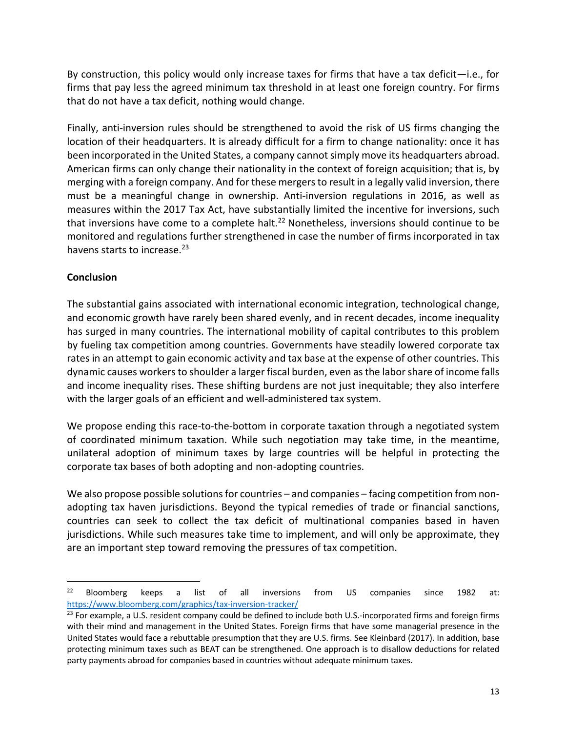By construction, this policy would only increase taxes for firms that have a tax deficit—i.e., for firms that pay less the agreed minimum tax threshold in at least one foreign country. For firms that do not have a tax deficit, nothing would change.

Finally, anti-inversion rules should be strengthened to avoid the risk of US firms changing the location of their headquarters. It is already difficult for a firm to change nationality: once it has been incorporated in the United States, a company cannot simply move its headquarters abroad. American firms can only change their nationality in the context of foreign acquisition; that is, by merging with a foreign company. And for these mergers to result in a legally valid inversion, there must be a meaningful change in ownership. Anti-inversion regulations in 2016, as well as measures within the 2017 Tax Act, have substantially limited the incentive for inversions, such that inversions have come to a complete halt.[22] Nonetheless, inversions should continue to be monitored and regulations further strengthened in case the number of firms incorporated in tax havens starts to increase.[23]

**Conclusion**

The substantial gains associated with international economic integration, technological change, and economic growth have rarely been shared evenly, and in recent decades, income inequality has surged in many countries. The international mobility of capital contributes to this problem by fueling tax competition among countries. Governments have steadily lowered corporate tax rates in an attempt to gain economic activity and tax base at the expense of other countries. This dynamic causes workers to shoulder a larger fiscal burden, even as the labor share of income falls and income inequality rises. These shifting burdens are not just inequitable; they also interfere with the larger goals of an efficient and well-administered tax system.

We propose ending this race-to-the-bottom in corporate taxation through a negotiated system of coordinated minimum taxation. While such negotiation may take time, in the meantime, unilateral adoption of minimum taxes by large countries will be helpful in protecting the corporate tax bases of both adopting and non-adopting countries.

We also propose possible solutions for countries – and companies – facing competition from non-adopting tax haven jurisdictions. Beyond the typical remedies of trade or financial sanctions, countries can seek to collect the tax deficit of multinational companies based in haven jurisdictions. While such measures take time to implement, and will only be approximate, they are an important step toward removing the pressures of tax competition.

---

[22] Bloomberg keeps a list of all inversions from US companies since 1982 at: https://www.bloomberg.com/graphics/tax-inversion-tracker/

[23] For example, a U.S. resident company could be defined to include both U.S.-incorporated firms and foreign firms with their mind and management in the United States. Foreign firms that have some managerial presence in the United States would face a rebuttable presumption that they are U.S. firms. See Kleinbard (2017). In addition, base protecting minimum taxes such as BEAT can be strengthened. One approach is to disallow deductions for related party payments abroad for companies based in countries without adequate minimum taxes.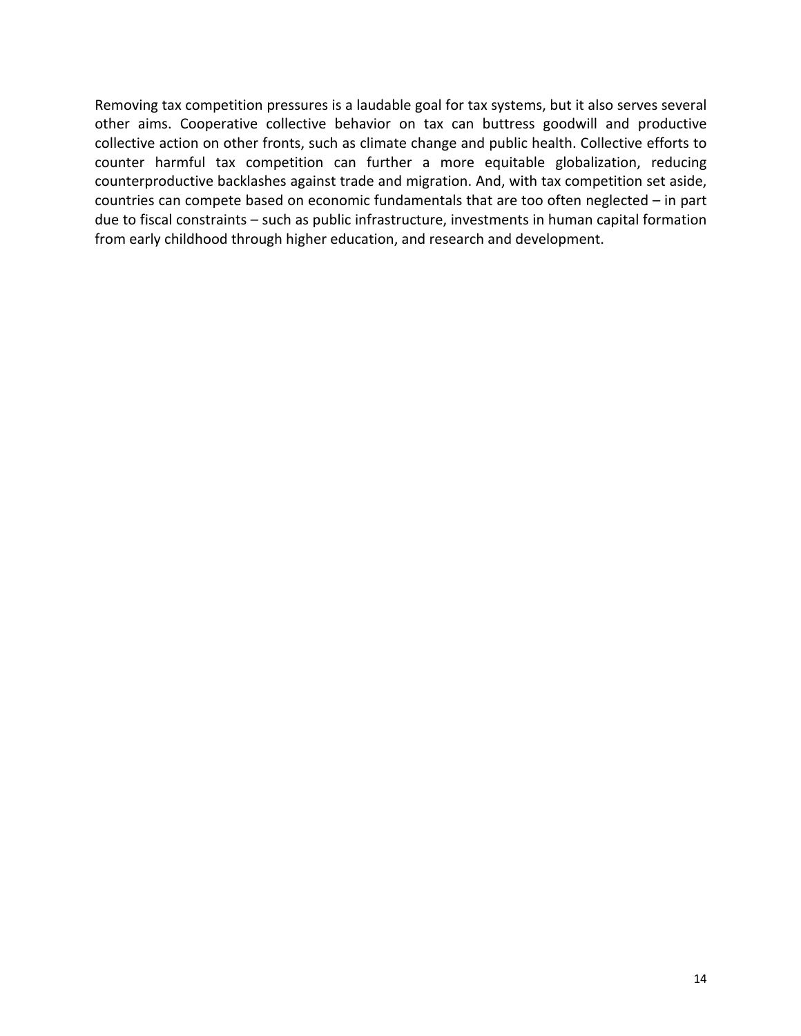Removing tax competition pressures is a laudable goal for tax systems, but it also serves several other aims. Cooperative collective behavior on tax can buttress goodwill and productive collective action on other fronts, such as climate change and public health. Collective efforts to counter harmful tax competition can further a more equitable globalization, reducing counterproductive backlashes against trade and migration. And, with tax competition set aside, countries can compete based on economic fundamentals that are too often neglected – in part due to fiscal constraints – such as public infrastructure, investments in human capital formation from early childhood through higher education, and research and development.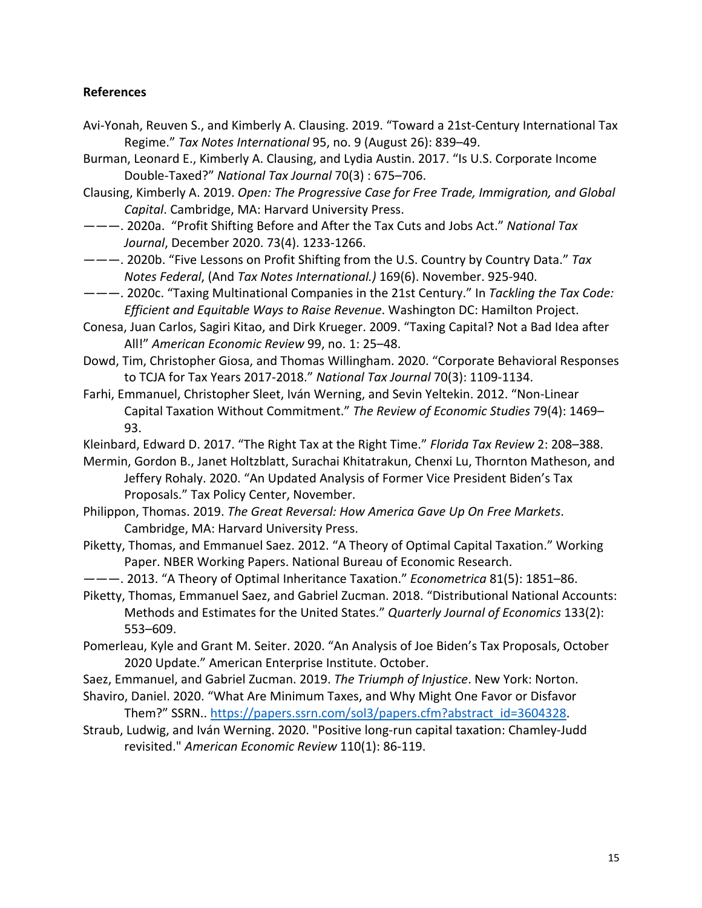**References**

Avi-Yonah, Reuven S., and Kimberly A. Clausing. 2019. "Toward a 21st-Century International Tax Regime." *Tax Notes International* 95, no. 9 (August 26): 839–49.

Burman, Leonard E., Kimberly A. Clausing, and Lydia Austin. 2017. "Is U.S. Corporate Income Double-Taxed?" *National Tax Journal* 70(3) : 675–706.

Clausing, Kimberly A. 2019. *Open: The Progressive Case for Free Trade, Immigration, and Global Capital*. Cambridge, MA: Harvard University Press.

———. 2020a. "Profit Shifting Before and After the Tax Cuts and Jobs Act." *National Tax Journal*, December 2020. 73(4). 1233-1266.

———. 2020b. "Five Lessons on Profit Shifting from the U.S. Country by Country Data." *Tax Notes Federal*, (And *Tax Notes International.)* 169(6). November. 925-940.

———. 2020c. "Taxing Multinational Companies in the 21st Century." In *Tackling the Tax Code: Efficient and Equitable Ways to Raise Revenue*. Washington DC: Hamilton Project.

Conesa, Juan Carlos, Sagiri Kitao, and Dirk Krueger. 2009. "Taxing Capital? Not a Bad Idea after All!" *American Economic Review* 99, no. 1: 25–48.

Dowd, Tim, Christopher Giosa, and Thomas Willingham. 2020. "Corporate Behavioral Responses to TCJA for Tax Years 2017-2018." *National Tax Journal* 70(3): 1109-1134.

Farhi, Emmanuel, Christopher Sleet, Iván Werning, and Sevin Yeltekin. 2012. "Non-Linear Capital Taxation Without Commitment." *The Review of Economic Studies* 79(4): 1469–93.

Kleinbard, Edward D. 2017. "The Right Tax at the Right Time." *Florida Tax Review* 2: 208–388.

Mermin, Gordon B., Janet Holtzblatt, Surachai Khitatrakun, Chenxi Lu, Thornton Matheson, and Jeffery Rohaly. 2020. "An Updated Analysis of Former Vice President Biden's Tax Proposals." Tax Policy Center, November.

Philippon, Thomas. 2019. *The Great Reversal: How America Gave Up On Free Markets*. Cambridge, MA: Harvard University Press.

Piketty, Thomas, and Emmanuel Saez. 2012. "A Theory of Optimal Capital Taxation." Working Paper. NBER Working Papers. National Bureau of Economic Research.

———. 2013. "A Theory of Optimal Inheritance Taxation." *Econometrica* 81(5): 1851–86.

Piketty, Thomas, Emmanuel Saez, and Gabriel Zucman. 2018. "Distributional National Accounts: Methods and Estimates for the United States." *Quarterly Journal of Economics* 133(2): 553–609.

Pomerleau, Kyle and Grant M. Seiter. 2020. "An Analysis of Joe Biden's Tax Proposals, October 2020 Update." American Enterprise Institute. October.

Saez, Emmanuel, and Gabriel Zucman. 2019. *The Triumph of Injustice*. New York: Norton.

Shaviro, Daniel. 2020. "What Are Minimum Taxes, and Why Might One Favor or Disfavor Them?" SSRN.. https://papers.ssrn.com/sol3/papers.cfm?abstract_id=3604328.

Straub, Ludwig, and Iván Werning. 2020. "Positive long-run capital taxation: Chamley-Judd revisited." *American Economic Review* 110(1): 86-119.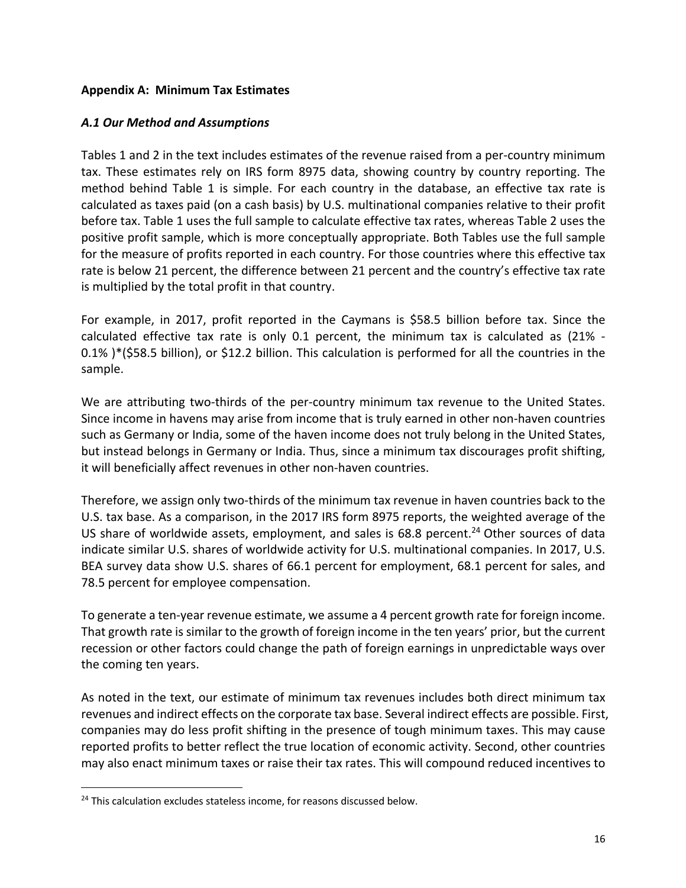**Appendix A: Minimum Tax Estimates**

***A.1 Our Method and Assumptions***

Tables 1 and 2 in the text includes estimates of the revenue raised from a per-country minimum tax. These estimates rely on IRS form 8975 data, showing country by country reporting. The method behind Table 1 is simple. For each country in the database, an effective tax rate is calculated as taxes paid (on a cash basis) by U.S. multinational companies relative to their profit before tax. Table 1 uses the full sample to calculate effective tax rates, whereas Table 2 uses the positive profit sample, which is more conceptually appropriate. Both Tables use the full sample for the measure of profits reported in each country. For those countries where this effective tax rate is below 21 percent, the difference between 21 percent and the country's effective tax rate is multiplied by the total profit in that country.

For example, in 2017, profit reported in the Caymans is $58.5 billion before tax. Since the calculated effective tax rate is only 0.1 percent, the minimum tax is calculated as (21% - 0.1% )*($58.5 billion), or $12.2 billion. This calculation is performed for all the countries in the sample.

We are attributing two-thirds of the per-country minimum tax revenue to the United States. Since income in havens may arise from income that is truly earned in other non-haven countries such as Germany or India, some of the haven income does not truly belong in the United States, but instead belongs in Germany or India. Thus, since a minimum tax discourages profit shifting, it will beneficially affect revenues in other non-haven countries.

Therefore, we assign only two-thirds of the minimum tax revenue in haven countries back to the U.S. tax base. As a comparison, in the 2017 IRS form 8975 reports, the weighted average of the US share of worldwide assets, employment, and sales is 68.8 percent.[24] Other sources of data indicate similar U.S. shares of worldwide activity for U.S. multinational companies. In 2017, U.S. BEA survey data show U.S. shares of 66.1 percent for employment, 68.1 percent for sales, and 78.5 percent for employee compensation.

To generate a ten-year revenue estimate, we assume a 4 percent growth rate for foreign income. That growth rate is similar to the growth of foreign income in the ten years' prior, but the current recession or other factors could change the path of foreign earnings in unpredictable ways over the coming ten years.

As noted in the text, our estimate of minimum tax revenues includes both direct minimum tax revenues and indirect effects on the corporate tax base. Several indirect effects are possible. First, companies may do less profit shifting in the presence of tough minimum taxes. This may cause reported profits to better reflect the true location of economic activity. Second, other countries may also enact minimum taxes or raise their tax rates. This will compound reduced incentives to

[24] This calculation excludes stateless income, for reasons discussed below.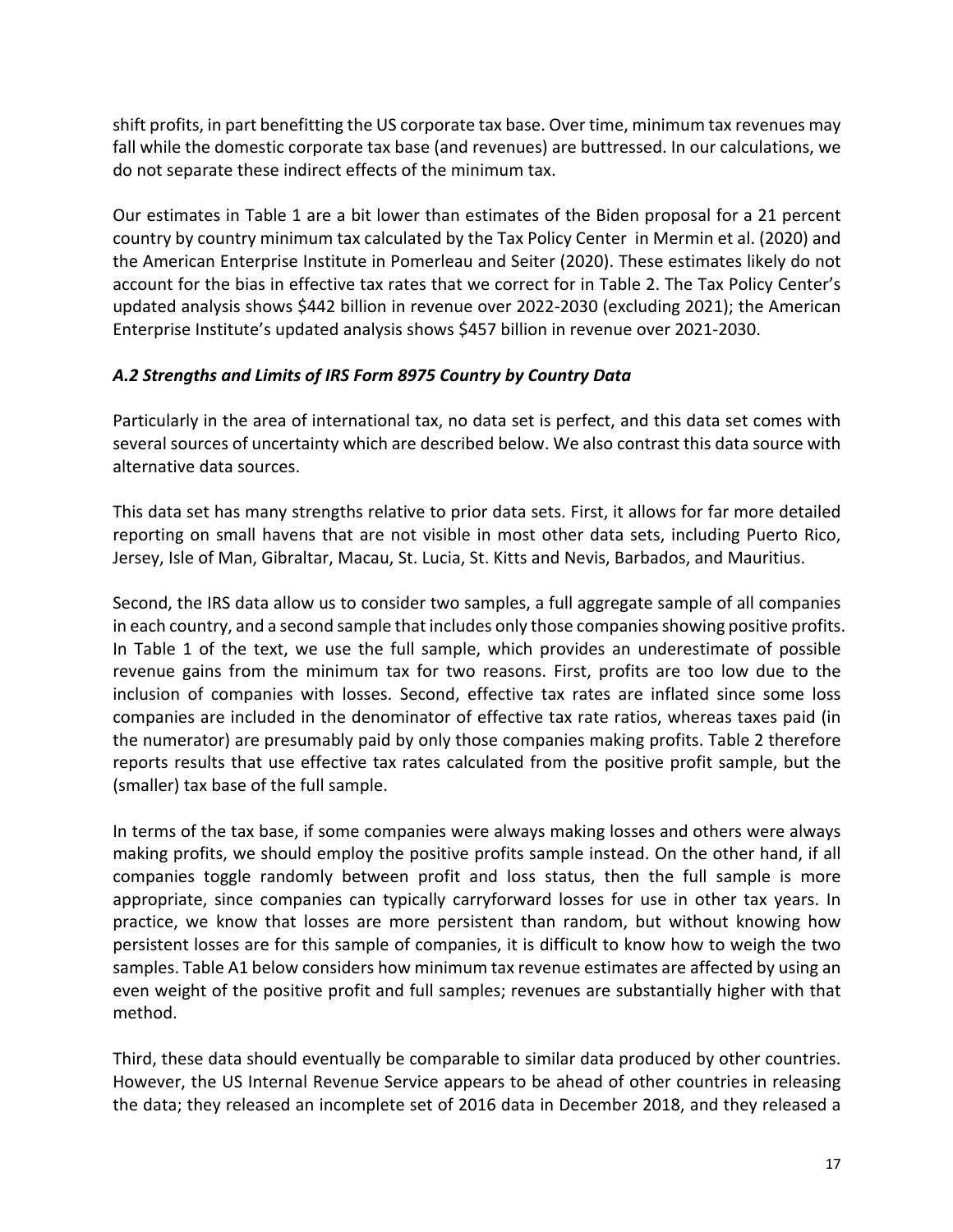shift profits, in part benefitting the US corporate tax base. Over time, minimum tax revenues may fall while the domestic corporate tax base (and revenues) are buttressed. In our calculations, we do not separate these indirect effects of the minimum tax.

Our estimates in Table 1 are a bit lower than estimates of the Biden proposal for a 21 percent country by country minimum tax calculated by the Tax Policy Center in Mermin et al. (2020) and the American Enterprise Institute in Pomerleau and Seiter (2020). These estimates likely do not account for the bias in effective tax rates that we correct for in Table 2. The Tax Policy Center's updated analysis shows $442 billion in revenue over 2022-2030 (excluding 2021); the American Enterprise Institute's updated analysis shows $457 billion in revenue over 2021-2030.

### *A.2 Strengths and Limits of IRS Form 8975 Country by Country Data*

Particularly in the area of international tax, no data set is perfect, and this data set comes with several sources of uncertainty which are described below. We also contrast this data source with alternative data sources.

This data set has many strengths relative to prior data sets. First, it allows for far more detailed reporting on small havens that are not visible in most other data sets, including Puerto Rico, Jersey, Isle of Man, Gibraltar, Macau, St. Lucia, St. Kitts and Nevis, Barbados, and Mauritius.

Second, the IRS data allow us to consider two samples, a full aggregate sample of all companies in each country, and a second sample that includes only those companies showing positive profits. In Table 1 of the text, we use the full sample, which provides an underestimate of possible revenue gains from the minimum tax for two reasons. First, profits are too low due to the inclusion of companies with losses. Second, effective tax rates are inflated since some loss companies are included in the denominator of effective tax rate ratios, whereas taxes paid (in the numerator) are presumably paid by only those companies making profits. Table 2 therefore reports results that use effective tax rates calculated from the positive profit sample, but the (smaller) tax base of the full sample.

In terms of the tax base, if some companies were always making losses and others were always making profits, we should employ the positive profits sample instead. On the other hand, if all companies toggle randomly between profit and loss status, then the full sample is more appropriate, since companies can typically carryforward losses for use in other tax years. In practice, we know that losses are more persistent than random, but without knowing how persistent losses are for this sample of companies, it is difficult to know how to weigh the two samples. Table A1 below considers how minimum tax revenue estimates are affected by using an even weight of the positive profit and full samples; revenues are substantially higher with that method.

Third, these data should eventually be comparable to similar data produced by other countries. However, the US Internal Revenue Service appears to be ahead of other countries in releasing the data; they released an incomplete set of 2016 data in December 2018, and they released a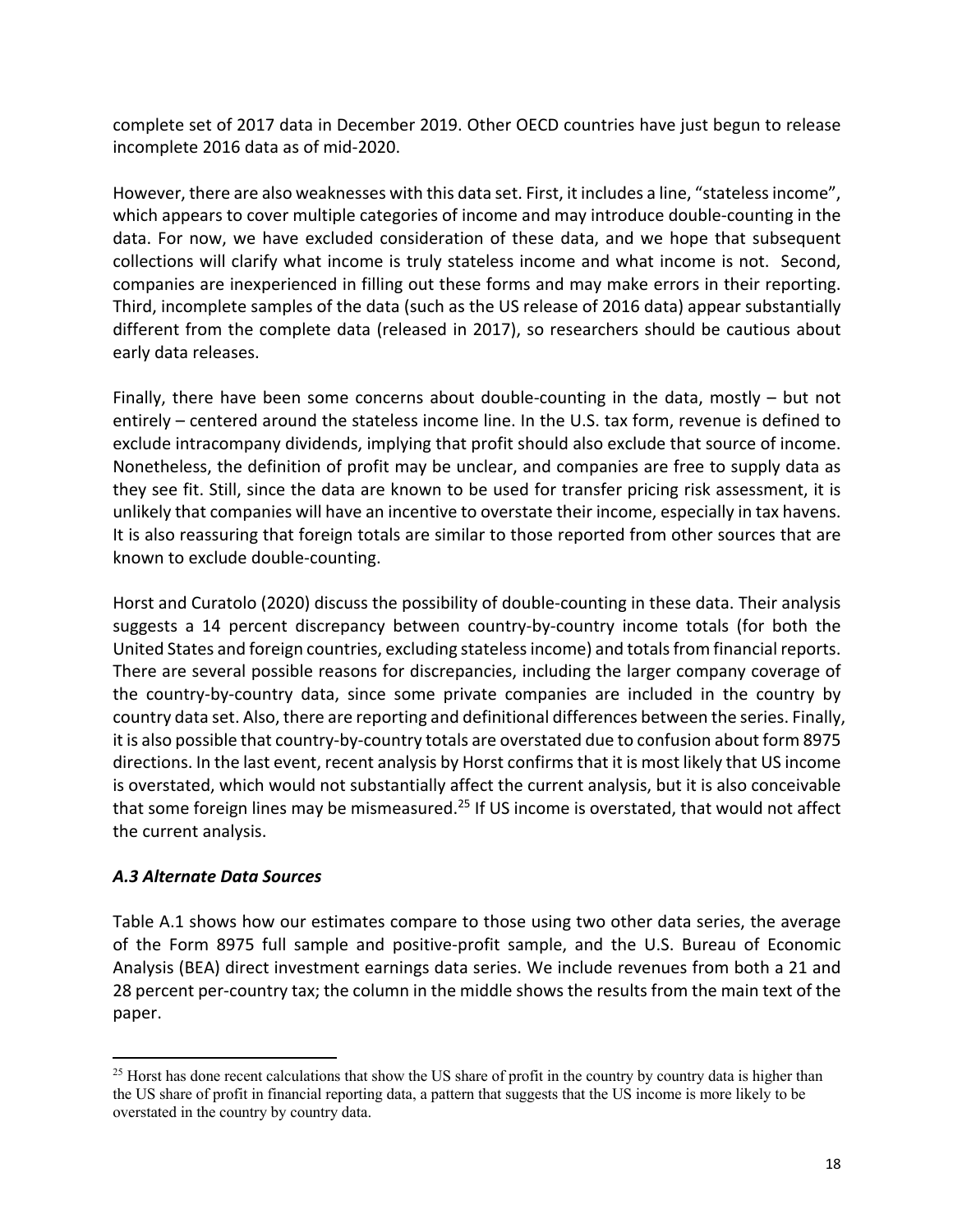complete set of 2017 data in December 2019. Other OECD countries have just begun to release incomplete 2016 data as of mid-2020.

However, there are also weaknesses with this data set. First, it includes a line, "stateless income", which appears to cover multiple categories of income and may introduce double-counting in the data. For now, we have excluded consideration of these data, and we hope that subsequent collections will clarify what income is truly stateless income and what income is not. Second, companies are inexperienced in filling out these forms and may make errors in their reporting. Third, incomplete samples of the data (such as the US release of 2016 data) appear substantially different from the complete data (released in 2017), so researchers should be cautious about early data releases.

Finally, there have been some concerns about double-counting in the data, mostly – but not entirely – centered around the stateless income line. In the U.S. tax form, revenue is defined to exclude intracompany dividends, implying that profit should also exclude that source of income. Nonetheless, the definition of profit may be unclear, and companies are free to supply data as they see fit. Still, since the data are known to be used for transfer pricing risk assessment, it is unlikely that companies will have an incentive to overstate their income, especially in tax havens. It is also reassuring that foreign totals are similar to those reported from other sources that are known to exclude double-counting.

Horst and Curatolo (2020) discuss the possibility of double-counting in these data. Their analysis suggests a 14 percent discrepancy between country-by-country income totals (for both the United States and foreign countries, excluding stateless income) and totals from financial reports. There are several possible reasons for discrepancies, including the larger company coverage of the country-by-country data, since some private companies are included in the country by country data set. Also, there are reporting and definitional differences between the series. Finally, it is also possible that country-by-country totals are overstated due to confusion about form 8975 directions. In the last event, recent analysis by Horst confirms that it is most likely that US income is overstated, which would not substantially affect the current analysis, but it is also conceivable that some foreign lines may be mismeasured.[25] If US income is overstated, that would not affect the current analysis.

### *A.3 Alternate Data Sources*

Table A.1 shows how our estimates compare to those using two other data series, the average of the Form 8975 full sample and positive-profit sample, and the U.S. Bureau of Economic Analysis (BEA) direct investment earnings data series. We include revenues from both a 21 and 28 percent per-country tax; the column in the middle shows the results from the main text of the paper.

[25] Horst has done recent calculations that show the US share of profit in the country by country data is higher than the US share of profit in financial reporting data, a pattern that suggests that the US income is more likely to be overstated in the country by country data.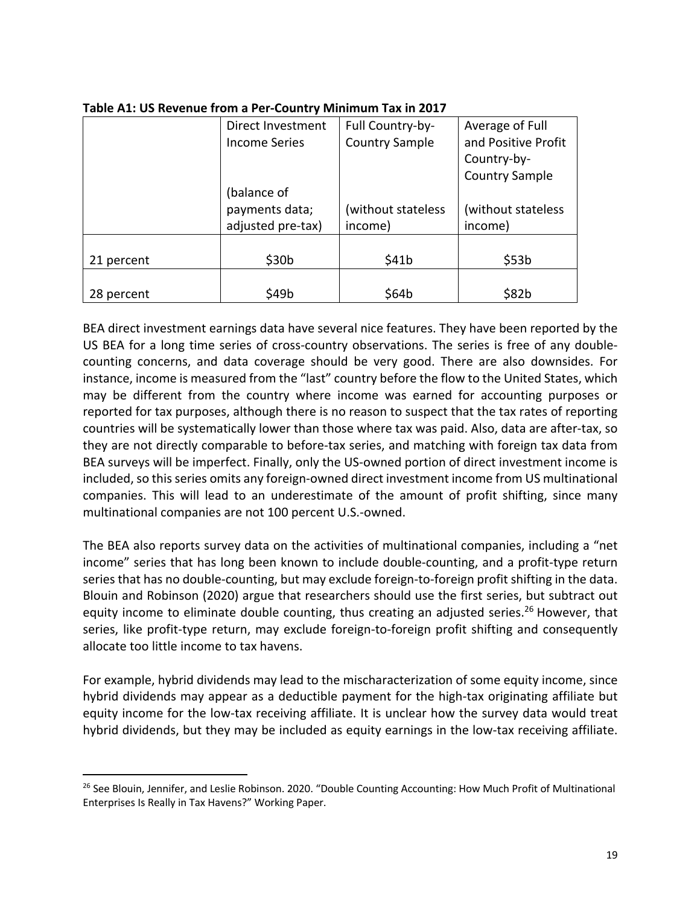**Table A1: US Revenue from a Per-Country Minimum Tax in 2017**

| | Direct Investment Income Series (balance of payments data; adjusted pre-tax) | Full Country-by-Country Sample (without stateless income) | Average of Full and Positive Profit Country-by-Country Sample (without stateless income) |
|---|---|---|---|
| 21 percent | \$30b | \$41b | \$53b |
| 28 percent | \$49b | \$64b | \$82b |

BEA direct investment earnings data have several nice features. They have been reported by the US BEA for a long time series of cross-country observations. The series is free of any double-counting concerns, and data coverage should be very good. There are also downsides. For instance, income is measured from the "last" country before the flow to the United States, which may be different from the country where income was earned for accounting purposes or reported for tax purposes, although there is no reason to suspect that the tax rates of reporting countries will be systematically lower than those where tax was paid. Also, data are after-tax, so they are not directly comparable to before-tax series, and matching with foreign tax data from BEA surveys will be imperfect. Finally, only the US-owned portion of direct investment income is included, so this series omits any foreign-owned direct investment income from US multinational companies. This will lead to an underestimate of the amount of profit shifting, since many multinational companies are not 100 percent U.S.-owned.

The BEA also reports survey data on the activities of multinational companies, including a "net income" series that has long been known to include double-counting, and a profit-type return series that has no double-counting, but may exclude foreign-to-foreign profit shifting in the data. Blouin and Robinson (2020) argue that researchers should use the first series, but subtract out equity income to eliminate double counting, thus creating an adjusted series.[26] However, that series, like profit-type return, may exclude foreign-to-foreign profit shifting and consequently allocate too little income to tax havens.

For example, hybrid dividends may lead to the mischaracterization of some equity income, since hybrid dividends may appear as a deductible payment for the high-tax originating affiliate but equity income for the low-tax receiving affiliate. It is unclear how the survey data would treat hybrid dividends, but they may be included as equity earnings in the low-tax receiving affiliate.

[26] See Blouin, Jennifer, and Leslie Robinson. 2020. "Double Counting Accounting: How Much Profit of Multinational Enterprises Is Really in Tax Havens?" Working Paper.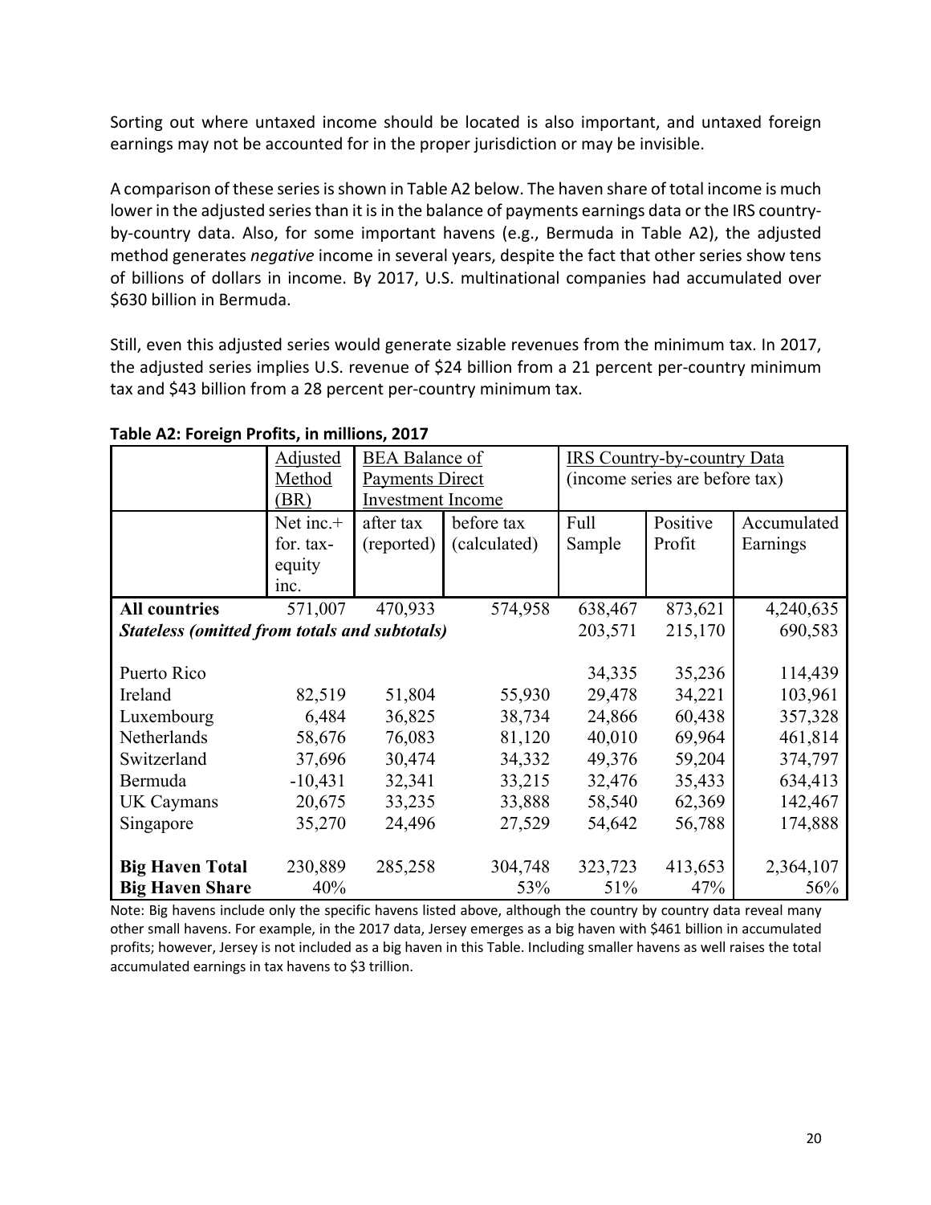Sorting out where untaxed income should be located is also important, and untaxed foreign earnings may not be accounted for in the proper jurisdiction or may be invisible.

A comparison of these series is shown in Table A2 below. The haven share of total income is much lower in the adjusted series than it is in the balance of payments earnings data or the IRS country-by-country data. Also, for some important havens (e.g., Bermuda in Table A2), the adjusted method generates *negative* income in several years, despite the fact that other series show tens of billions of dollars in income. By 2017, U.S. multinational companies had accumulated over $630 billion in Bermuda.

Still, even this adjusted series would generate sizable revenues from the minimum tax. In 2017, the adjusted series implies U.S. revenue of $24 billion from a 21 percent per-country minimum tax and $43 billion from a 28 percent per-country minimum tax.

**Table A2: Foreign Profits, in millions, 2017**

| | Adjusted Method (BR) | BEA Balance of Payments Direct Investment Income | | IRS Country-by-country Data (income series are before tax) | | |
|---|---|---|---|---|---|---|
| | Net inc.+ for. tax-equity inc. | after tax (reported) | before tax (calculated) | Full Sample | Positive Profit | Accumulated Earnings |
| **All countries** | 571,007 | 470,933 | 574,958 | 638,467 | 873,621 | 4,240,635 |
| ***Stateless (omitted from totals and subtotals)*** | | | | 203,571 | 215,170 | 690,583 |
| Puerto Rico | | | | 34,335 | 35,236 | 114,439 |
| Ireland | 82,519 | 51,804 | 55,930 | 29,478 | 34,221 | 103,961 |
| Luxembourg | 6,484 | 36,825 | 38,734 | 24,866 | 60,438 | 357,328 |
| Netherlands | 58,676 | 76,083 | 81,120 | 40,010 | 69,964 | 461,814 |
| Switzerland | 37,696 | 30,474 | 34,332 | 49,376 | 59,204 | 374,797 |
| Bermuda | -10,431 | 32,341 | 33,215 | 32,476 | 35,433 | 634,413 |
| UK Caymans | 20,675 | 33,235 | 33,888 | 58,540 | 62,369 | 142,467 |
| Singapore | 35,270 | 24,496 | 27,529 | 54,642 | 56,788 | 174,888 |
| **Big Haven Total** | 230,889 | 285,258 | 304,748 | 323,723 | 413,653 | 2,364,107 |
| **Big Haven Share** | 40% | | 53% | 51% | 47% | 56% |

Note: Big havens include only the specific havens listed above, although the country by country data reveal many other small havens. For example, in the 2017 data, Jersey emerges as a big haven with $461 billion in accumulated profits; however, Jersey is not included as a big haven in this Table. Including smaller havens as well raises the total accumulated earnings in tax havens to $3 trillion.